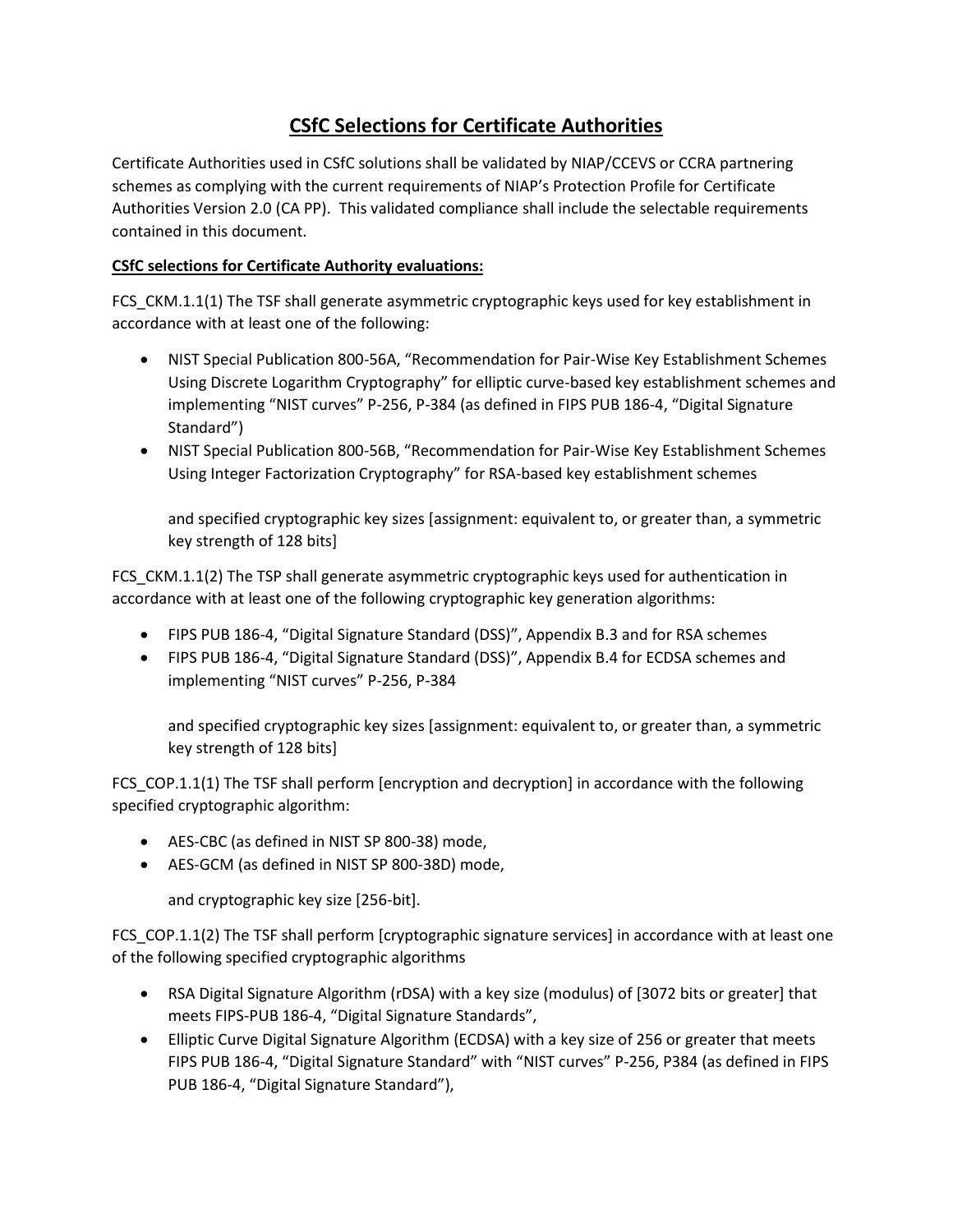# CSfC Selections for Certificate Authorities

Certificate Authorities used in CSfC solutions shall be validated by NIAP/CCEVS or CCRA partnering schemes as complying with the current requirements of NIAP's Protection Profile for Certificate Authorities Version 2.0 (CA PP). This validated compliance shall include the selectable requirements contained in this document.

**CSfC selections for Certificate Authority evaluations:**

FCS_CKM.1.1(1) The TSF shall generate asymmetric cryptographic keys used for key establishment in accordance with at least one of the following:

- NIST Special Publication 800-56A, "Recommendation for Pair-Wise Key Establishment Schemes Using Discrete Logarithm Cryptography" for elliptic curve-based key establishment schemes and implementing "NIST curves" P-256, P-384 (as defined in FIPS PUB 186-4, "Digital Signature Standard")
- NIST Special Publication 800-56B, "Recommendation for Pair-Wise Key Establishment Schemes Using Integer Factorization Cryptography" for RSA-based key establishment schemes

  and specified cryptographic key sizes [assignment: equivalent to, or greater than, a symmetric key strength of 128 bits]

FCS_CKM.1.1(2) The TSP shall generate asymmetric cryptographic keys used for authentication in accordance with at least one of the following cryptographic key generation algorithms:

- FIPS PUB 186-4, "Digital Signature Standard (DSS)", Appendix B.3 and for RSA schemes
- FIPS PUB 186-4, "Digital Signature Standard (DSS)", Appendix B.4 for ECDSA schemes and implementing "NIST curves" P-256, P-384

  and specified cryptographic key sizes [assignment: equivalent to, or greater than, a symmetric key strength of 128 bits]

FCS_COP.1.1(1) The TSF shall perform [encryption and decryption] in accordance with the following specified cryptographic algorithm:

- AES-CBC (as defined in NIST SP 800-38) mode,
- AES-GCM (as defined in NIST SP 800-38D) mode,

  and cryptographic key size [256-bit].

FCS_COP.1.1(2) The TSF shall perform [cryptographic signature services] in accordance with at least one of the following specified cryptographic algorithms

- RSA Digital Signature Algorithm (rDSA) with a key size (modulus) of [3072 bits or greater] that meets FIPS-PUB 186-4, "Digital Signature Standards",
- Elliptic Curve Digital Signature Algorithm (ECDSA) with a key size of 256 or greater that meets FIPS PUB 186-4, "Digital Signature Standard" with "NIST curves" P-256, P384 (as defined in FIPS PUB 186-4, "Digital Signature Standard"),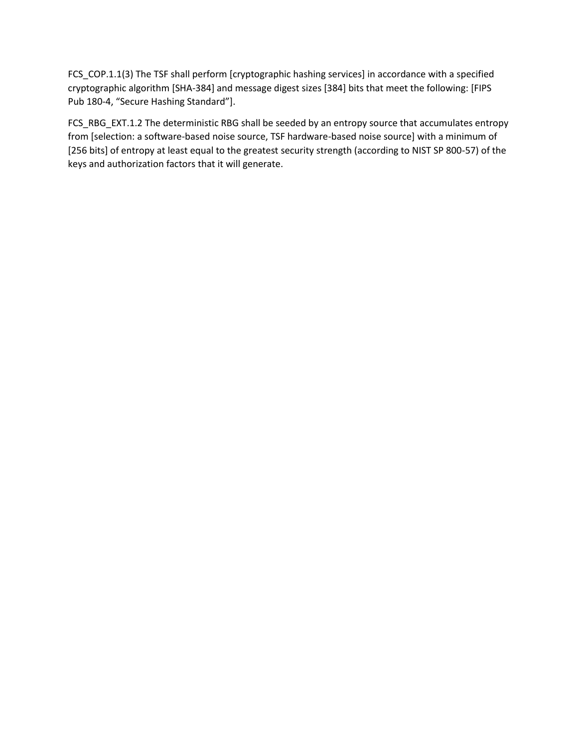FCS_COP.1.1(3) The TSF shall perform [cryptographic hashing services] in accordance with a specified cryptographic algorithm [SHA-384] and message digest sizes [384] bits that meet the following: [FIPS Pub 180-4, “Secure Hashing Standard”].

FCS_RBG_EXT.1.2 The deterministic RBG shall be seeded by an entropy source that accumulates entropy from [selection: a software-based noise source, TSF hardware-based noise source] with a minimum of [256 bits] of entropy at least equal to the greatest security strength (according to NIST SP 800-57) of the keys and authorization factors that it will generate.